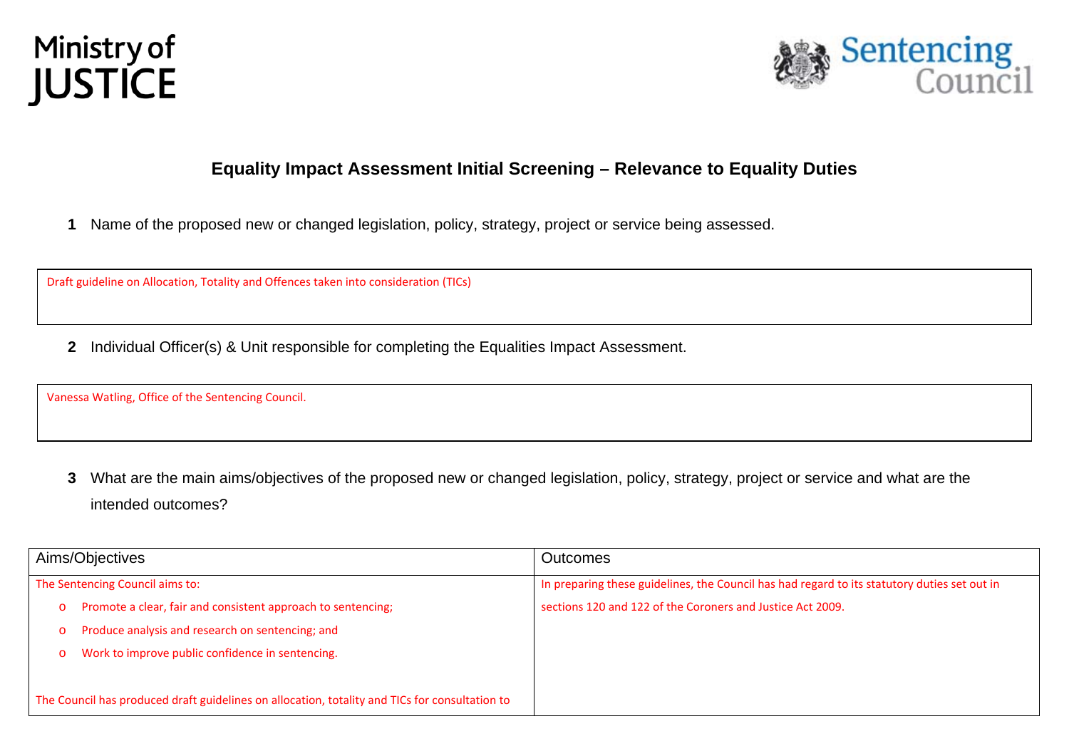Ministry of JUSTICE

Sentencing Council

## Equality Impact Assessment Initial Screening – Relevance to Equality Duties

**1** Name of the proposed new or changed legislation, policy, strategy, project or service being assessed.

| Draft guideline on Allocation, Totality and Offences taken into consideration (TICs) |
|---|

**2** Individual Officer(s) & Unit responsible for completing the Equalities Impact Assessment.

| Vanessa Watling, Office of the Sentencing Council. |
|---|

**3** What are the main aims/objectives of the proposed new or changed legislation, policy, strategy, project or service and what are the intended outcomes?

| Aims/Objectives | Outcomes |
|---|---|
| The Sentencing Council aims to:<br>o Promote a clear, fair and consistent approach to sentencing;<br>o Produce analysis and research on sentencing; and<br>o Work to improve public confidence in sentencing.<br><br>The Council has produced draft guidelines on allocation, totality and TICs for consultation to | In preparing these guidelines, the Council has had regard to its statutory duties set out in sections 120 and 122 of the Coroners and Justice Act 2009. |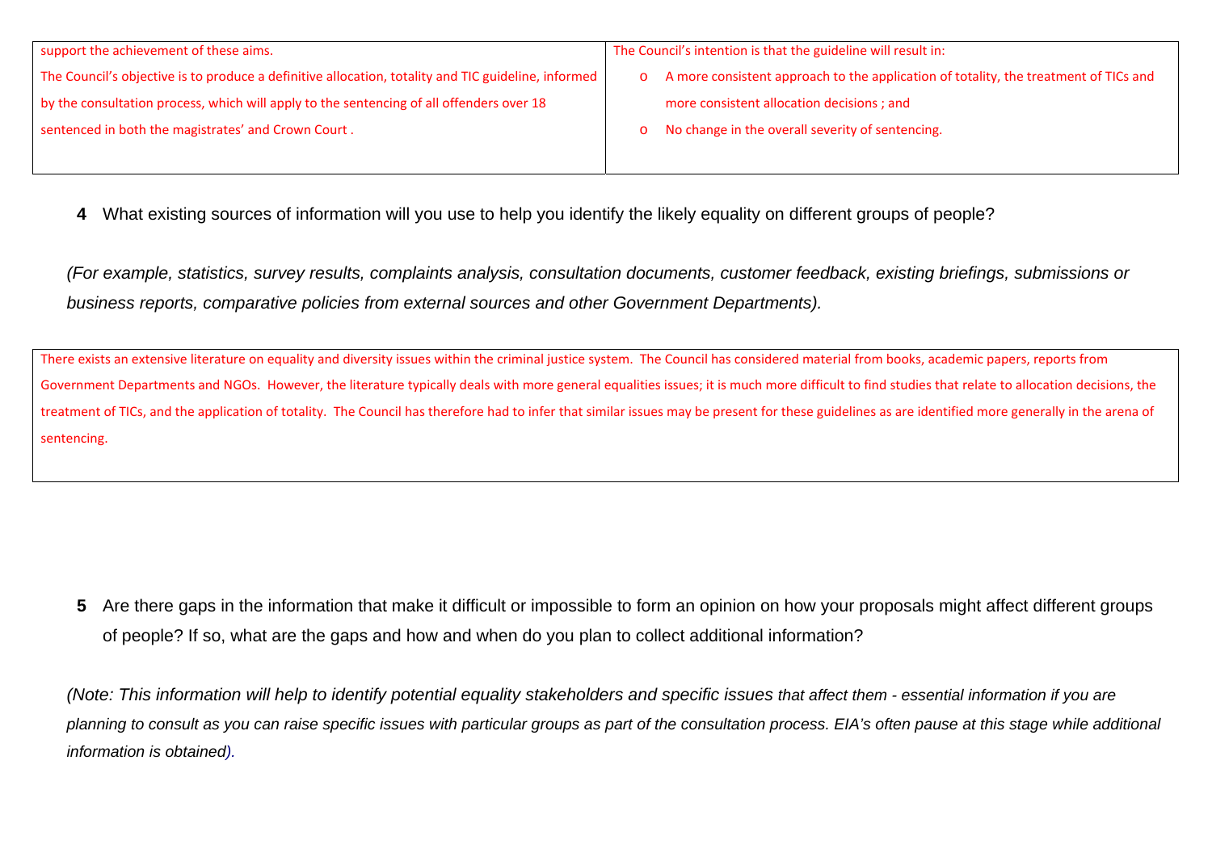| | |
|---|---|
| support the achievement of these aims.<br><br>The Council's objective is to produce a definitive allocation, totality and TIC guideline, informed by the consultation process, which will apply to the sentencing of all offenders over 18 sentenced in both the magistrates' and Crown Court . | The Council's intention is that the guideline will result in:<br><br>o A more consistent approach to the application of totality, the treatment of TICs and more consistent allocation decisions ; and<br>o No change in the overall severity of sentencing. |

**4** What existing sources of information will you use to help you identify the likely equality on different groups of people?

*(For example, statistics, survey results, complaints analysis, consultation documents, customer feedback, existing briefings, submissions or business reports, comparative policies from external sources and other Government Departments).*

| |
|---|
| There exists an extensive literature on equality and diversity issues within the criminal justice system. The Council has considered material from books, academic papers, reports from Government Departments and NGOs. However, the literature typically deals with more general equalities issues; it is much more difficult to find studies that relate to allocation decisions, the treatment of TICs, and the application of totality. The Council has therefore had to infer that similar issues may be present for these guidelines as are identified more generally in the arena of sentencing. |

**5** Are there gaps in the information that make it difficult or impossible to form an opinion on how your proposals might affect different groups of people? If so, what are the gaps and how and when do you plan to collect additional information?

*(Note: This information will help to identify potential equality stakeholders and specific issues that affect them - essential information if you are planning to consult as you can raise specific issues with particular groups as part of the consultation process. EIA's often pause at this stage while additional information is obtained).*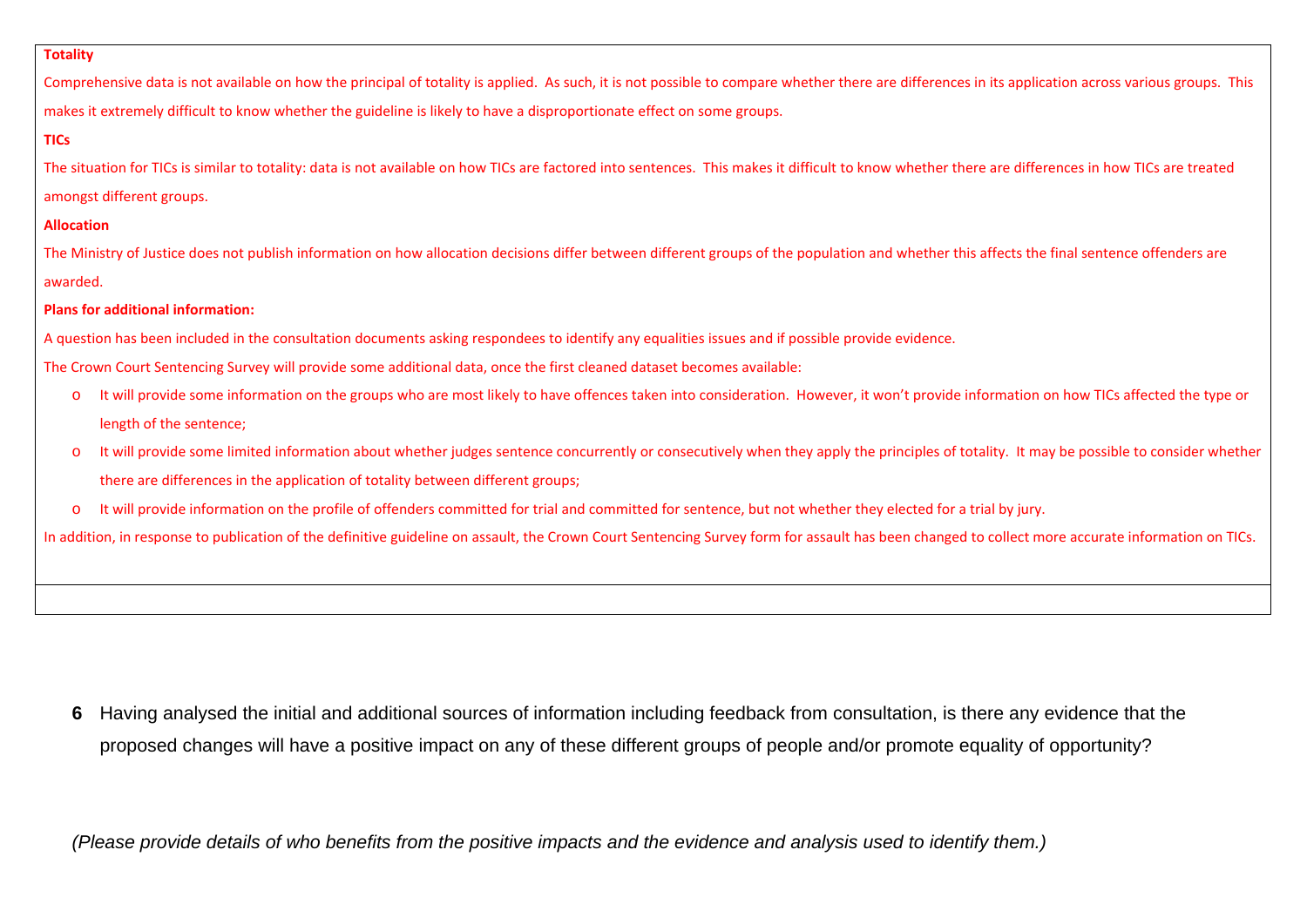**Totality**

Comprehensive data is not available on how the principal of totality is applied. As such, it is not possible to compare whether there are differences in its application across various groups. This makes it extremely difficult to know whether the guideline is likely to have a disproportionate effect on some groups.

**TICs**

The situation for TICs is similar to totality: data is not available on how TICs are factored into sentences. This makes it difficult to know whether there are differences in how TICs are treated amongst different groups.

**Allocation**

The Ministry of Justice does not publish information on how allocation decisions differ between different groups of the population and whether this affects the final sentence offenders are awarded.

**Plans for additional information:**

A question has been included in the consultation documents asking respondees to identify any equalities issues and if possible provide evidence.

The Crown Court Sentencing Survey will provide some additional data, once the first cleaned dataset becomes available:

- It will provide some information on the groups who are most likely to have offences taken into consideration. However, it won't provide information on how TICs affected the type or length of the sentence;
- It will provide some limited information about whether judges sentence concurrently or consecutively when they apply the principles of totality. It may be possible to consider whether there are differences in the application of totality between different groups;
- It will provide information on the profile of offenders committed for trial and committed for sentence, but not whether they elected for a trial by jury.

In addition, in response to publication of the definitive guideline on assault, the Crown Court Sentencing Survey form for assault has been changed to collect more accurate information on TICs.

**6** Having analysed the initial and additional sources of information including feedback from consultation, is there any evidence that the proposed changes will have a positive impact on any of these different groups of people and/or promote equality of opportunity?

*(Please provide details of who benefits from the positive impacts and the evidence and analysis used to identify them.)*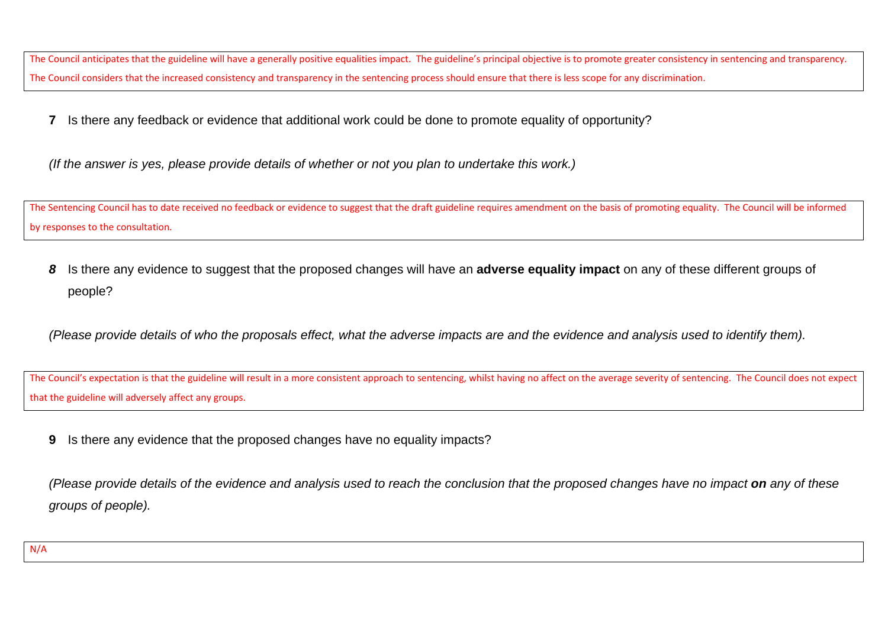The Council anticipates that the guideline will have a generally positive equalities impact. The guideline's principal objective is to promote greater consistency in sentencing and transparency. The Council considers that the increased consistency and transparency in the sentencing process should ensure that there is less scope for any discrimination.

**7** Is there any feedback or evidence that additional work could be done to promote equality of opportunity?

*(If the answer is yes, please provide details of whether or not you plan to undertake this work.)*

The Sentencing Council has to date received no feedback or evidence to suggest that the draft guideline requires amendment on the basis of promoting equality. The Council will be informed by responses to the consultation.

***8*** Is there any evidence to suggest that the proposed changes will have an **adverse equality impact** on any of these different groups of people?

*(Please provide details of who the proposals effect, what the adverse impacts are and the evidence and analysis used to identify them).*

The Council's expectation is that the guideline will result in a more consistent approach to sentencing, whilst having no affect on the average severity of sentencing. The Council does not expect that the guideline will adversely affect any groups.

**9** Is there any evidence that the proposed changes have no equality impacts?

*(Please provide details of the evidence and analysis used to reach the conclusion that the proposed changes have no impact* ***on*** *any of these groups of people).*

N/A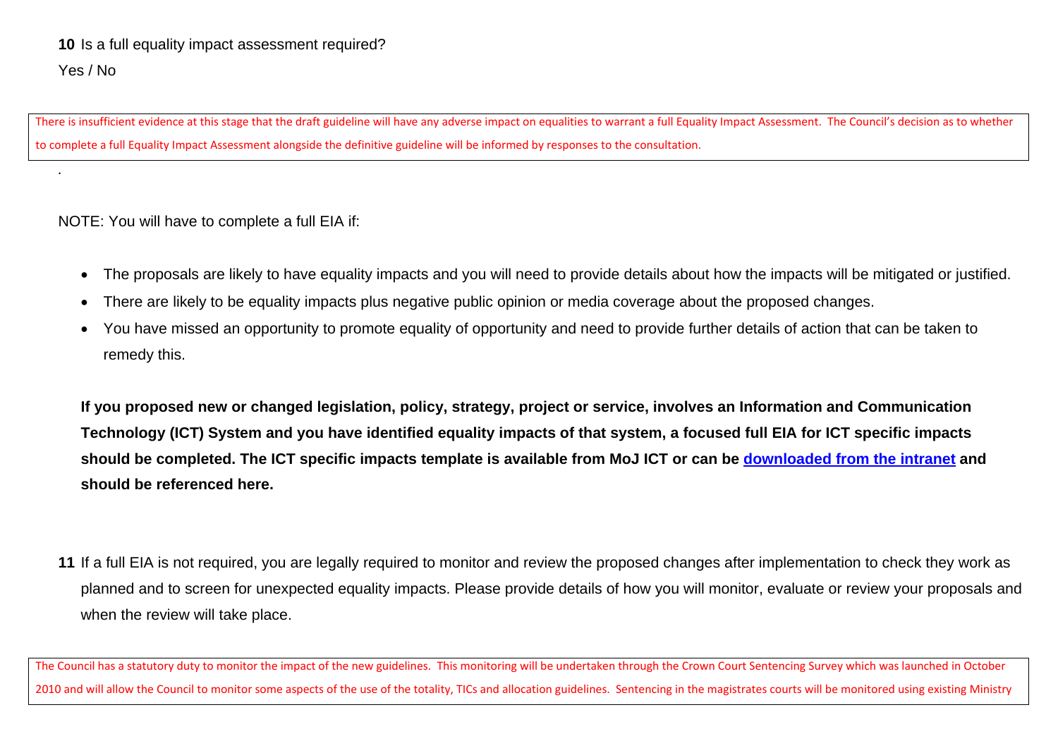**10** Is a full equality impact assessment required?

Yes / No

There is insufficient evidence at this stage that the draft guideline will have any adverse impact on equalities to warrant a full Equality Impact Assessment. The Council's decision as to whether to complete a full Equality Impact Assessment alongside the definitive guideline will be informed by responses to the consultation.

.

NOTE: You will have to complete a full EIA if:

- The proposals are likely to have equality impacts and you will need to provide details about how the impacts will be mitigated or justified.
- There are likely to be equality impacts plus negative public opinion or media coverage about the proposed changes.
- You have missed an opportunity to promote equality of opportunity and need to provide further details of action that can be taken to remedy this.

**If you proposed new or changed legislation, policy, strategy, project or service, involves an Information and Communication Technology (ICT) System and you have identified equality impacts of that system, a focused full EIA for ICT specific impacts should be completed. The ICT specific impacts template is available from MoJ ICT or can be [downloaded from the intranet] and should be referenced here.**

**11** If a full EIA is not required, you are legally required to monitor and review the proposed changes after implementation to check they work as planned and to screen for unexpected equality impacts. Please provide details of how you will monitor, evaluate or review your proposals and when the review will take place.

The Council has a statutory duty to monitor the impact of the new guidelines. This monitoring will be undertaken through the Crown Court Sentencing Survey which was launched in October 2010 and will allow the Council to monitor some aspects of the use of the totality, TICs and allocation guidelines. Sentencing in the magistrates courts will be monitored using existing Ministry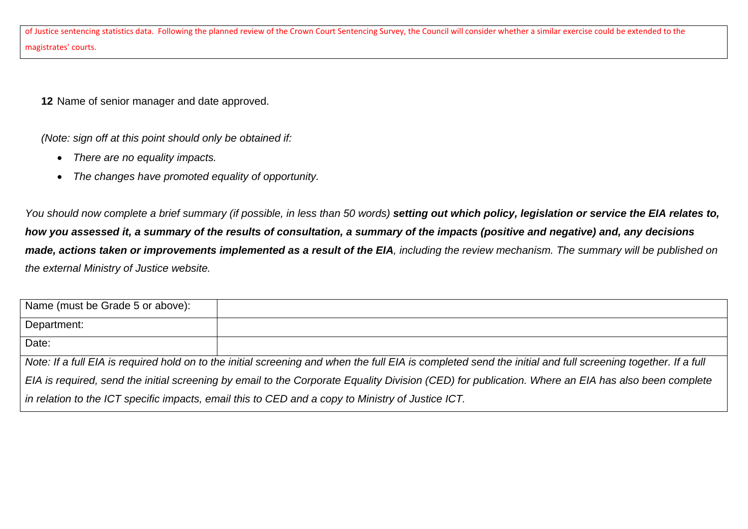of Justice sentencing statistics data. Following the planned review of the Crown Court Sentencing Survey, the Council will consider whether a similar exercise could be extended to the magistrates' courts.

**12** Name of senior manager and date approved.

*(Note: sign off at this point should only be obtained if:*

- *There are no equality impacts.*
- *The changes have promoted equality of opportunity.*

*You should now complete a brief summary (if possible, in less than 50 words)* ***setting out which policy, legislation or service the EIA relates to, how you assessed it, a summary of the results of consultation, a summary of the impacts (positive and negative) and, any decisions made, actions taken or improvements implemented as a result of the EIA****, including the review mechanism. The summary will be published on the external Ministry of Justice website.*

| | |
|---|---|
| Name (must be Grade 5 or above): | |
| Department: | |
| Date: | |

*Note: If a full EIA is required hold on to the initial screening and when the full EIA is completed send the initial and full screening together. If a full EIA is required, send the initial screening by email to the Corporate Equality Division (CED) for publication. Where an EIA has also been complete in relation to the ICT specific impacts, email this to CED and a copy to Ministry of Justice ICT.*